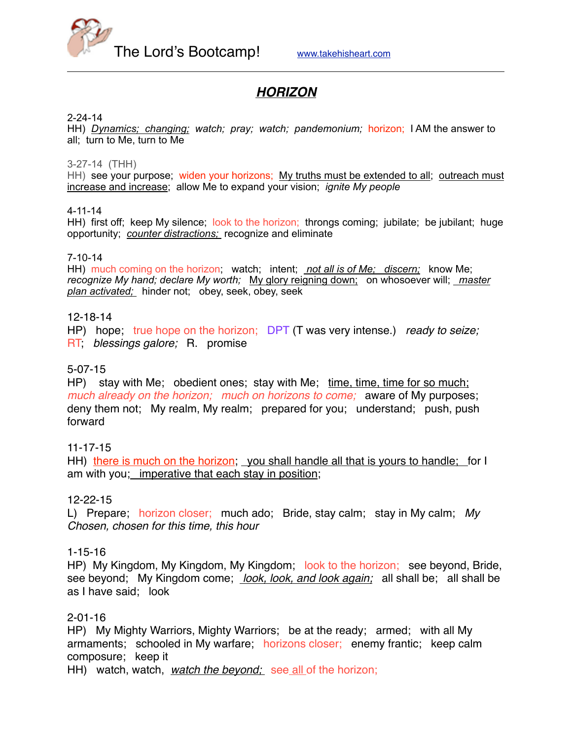The Lord's Bootcamp! www.takehisheart.com

# ***HORIZON***

2-24-14
HH) *Dynamics; changing; watch; pray; watch; pandemonium;* horizon; I AM the answer to all; turn to Me, turn to Me

3-27-14 (THH)
HH) see your purpose; widen your horizons; My truths must be extended to all; outreach must increase and increase; allow Me to expand your vision; *ignite My people*

4-11-14
HH) first off; keep My silence; look to the horizon; throngs coming; jubilate; be jubilant; huge opportunity; *counter distractions;* recognize and eliminate

7-10-14
HH) much coming on the horizon; watch; intent; *not all is of Me; discern;* know Me; *recognize My hand; declare My worth;* My glory reigning down; on whosoever will; *master plan activated;* hinder not; obey, seek, obey, seek

12-18-14
HP) hope; true hope on the horizon; DPT (T was very intense.) *ready to seize;* RT; *blessings galore;* R. promise

5-07-15
HP) stay with Me; obedient ones; stay with Me; time, time, time for so much; *much already on the horizon; much on horizons to come;* aware of My purposes; deny them not; My realm, My realm; prepared for you; understand; push, push forward

11-17-15
HH) there is much on the horizon; you shall handle all that is yours to handle; for I am with you; imperative that each stay in position;

12-22-15
L) Prepare; horizon closer; much ado; Bride, stay calm; stay in My calm; *My Chosen, chosen for this time, this hour*

1-15-16
HP) My Kingdom, My Kingdom, My Kingdom; look to the horizon; see beyond, Bride, see beyond; My Kingdom come; *look, look, and look again;* all shall be; all shall be as I have said; look

2-01-16
HP) My Mighty Warriors, Mighty Warriors; be at the ready; armed; with all My armaments; schooled in My warfare; horizons closer; enemy frantic; keep calm composure; keep it
HH) watch, watch, *watch the beyond;* see all of the horizon;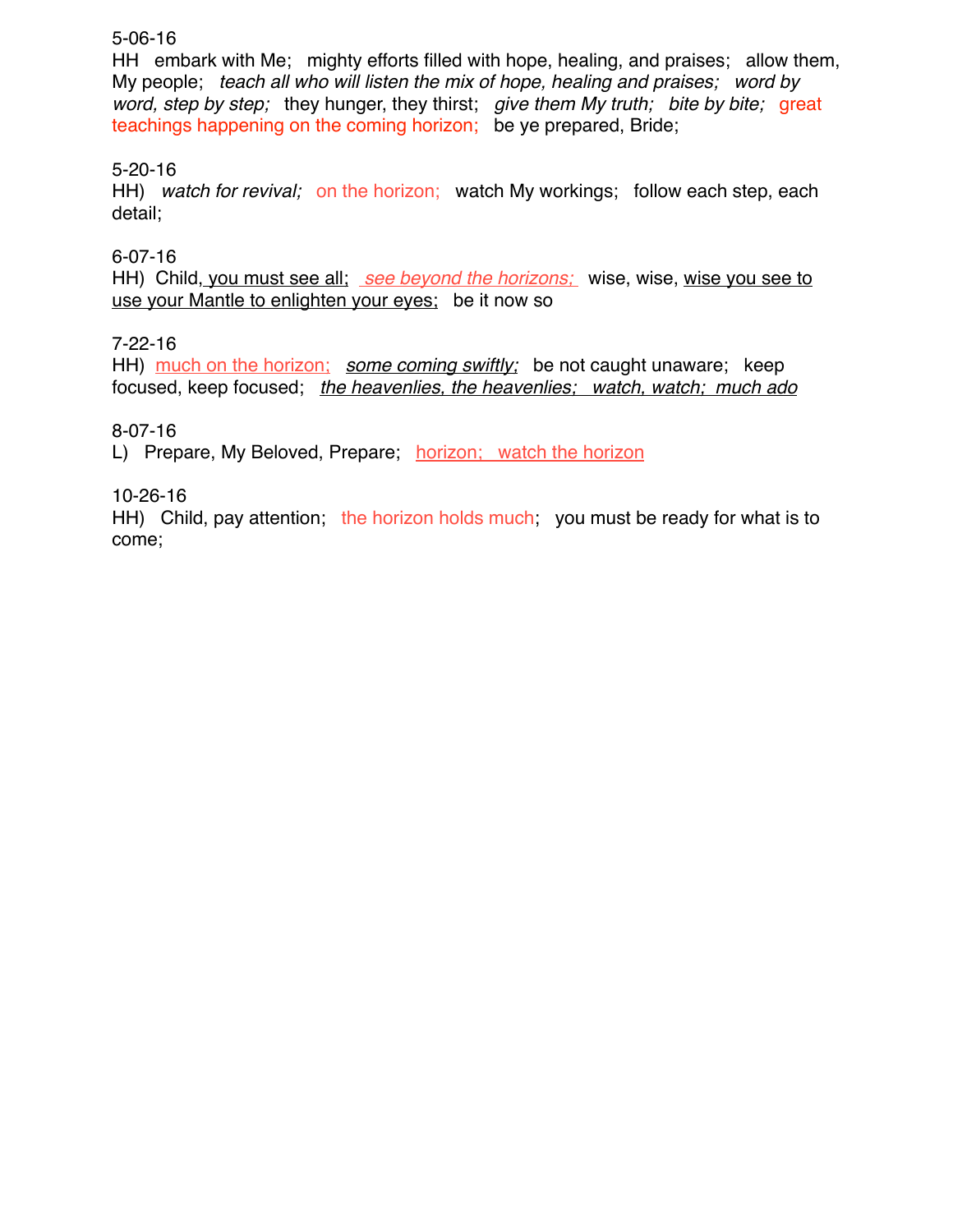5-06-16

HH  embark with Me;  mighty efforts filled with hope, healing, and praises;  allow them, My people;  *teach all who will listen the mix of hope, healing and praises;  word by word, step by step;*  they hunger, they thirst;  *give them My truth;  bite by bite;*  great teachings happening on the coming horizon;  be ye prepared, Bride;

5-20-16

HH)  *watch for revival;*  on the horizon;  watch My workings;  follow each step, each detail;

6-07-16

HH)  Child, <u>you must see all;</u>  <u>*see beyond the horizons;*</u>  wise, wise, <u>wise you see to use your Mantle to enlighten your eyes;</u>  be it now so

7-22-16

HH)  <u>much on the horizon;</u>  <u>*some coming swiftly;*</u>  be not caught unaware;  keep focused, keep focused;  <u>*the heavenlies, the heavenlies;  watch, watch;  much ado*</u>

8-07-16

L)  Prepare, My Beloved, Prepare;  <u>horizon;  watch the horizon</u>

10-26-16

HH)  Child, pay attention;  the horizon holds much;  you must be ready for what is to come;